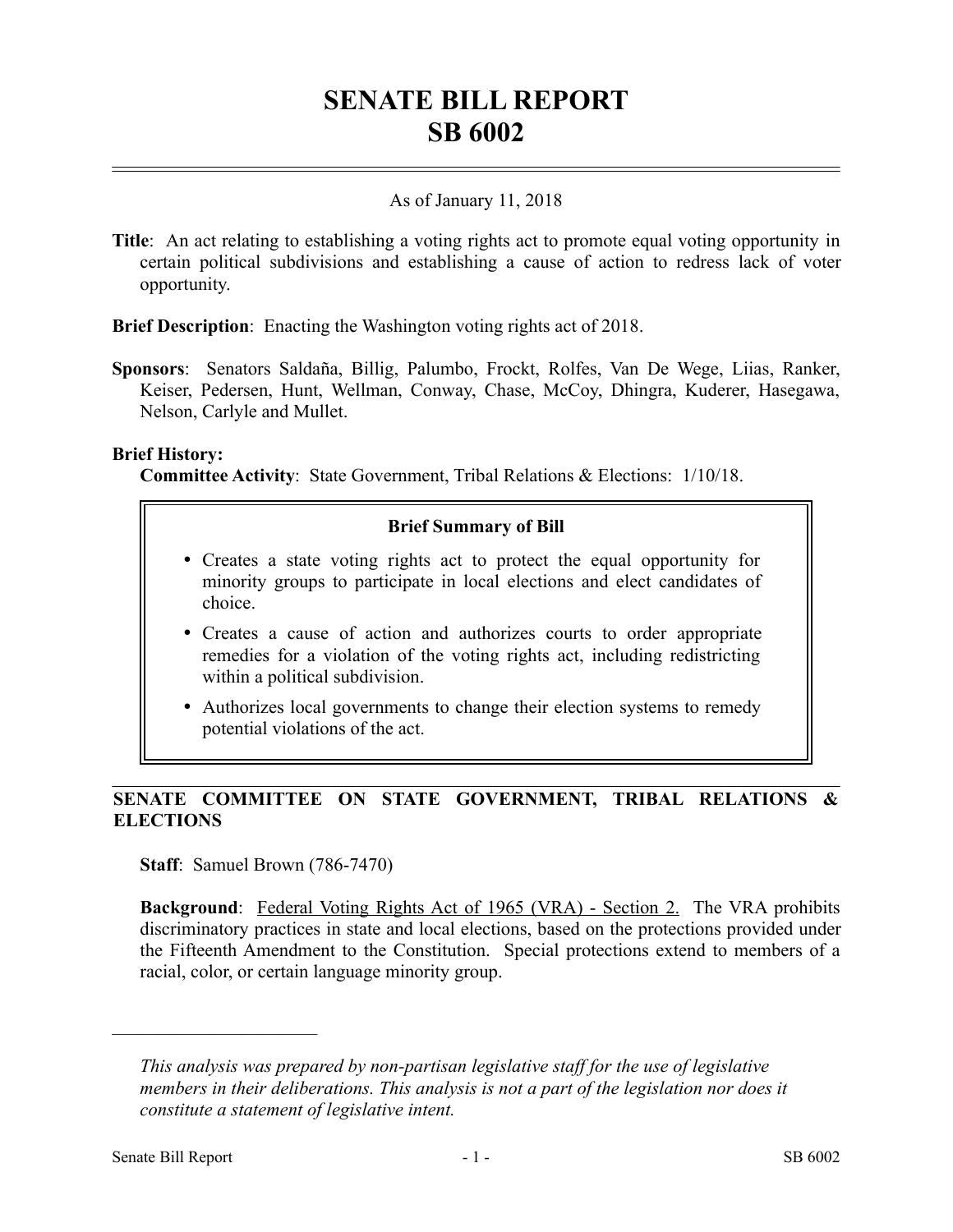# SENATE BILL REPORT
# SB 6002

As of January 11, 2018

**Title**: An act relating to establishing a voting rights act to promote equal voting opportunity in certain political subdivisions and establishing a cause of action to redress lack of voter opportunity.

**Brief Description**: Enacting the Washington voting rights act of 2018.

**Sponsors**: Senators Saldaña, Billig, Palumbo, Frockt, Rolfes, Van De Wege, Liias, Ranker, Keiser, Pedersen, Hunt, Wellman, Conway, Chase, McCoy, Dhingra, Kuderer, Hasegawa, Nelson, Carlyle and Mullet.

**Brief History:**
**Committee Activity**: State Government, Tribal Relations & Elections: 1/10/18.

**Brief Summary of Bill**

- Creates a state voting rights act to protect the equal opportunity for minority groups to participate in local elections and elect candidates of choice.
- Creates a cause of action and authorizes courts to order appropriate remedies for a violation of the voting rights act, including redistricting within a political subdivision.
- Authorizes local governments to change their election systems to remedy potential violations of the act.

## SENATE COMMITTEE ON STATE GOVERNMENT, TRIBAL RELATIONS & ELECTIONS

**Staff**: Samuel Brown (786-7470)

**Background**: Federal Voting Rights Act of 1965 (VRA) - Section 2. The VRA prohibits discriminatory practices in state and local elections, based on the protections provided under the Fifteenth Amendment to the Constitution. Special protections extend to members of a racial, color, or certain language minority group.

---

*This analysis was prepared by non-partisan legislative staff for the use of legislative members in their deliberations. This analysis is not a part of the legislation nor does it constitute a statement of legislative intent.*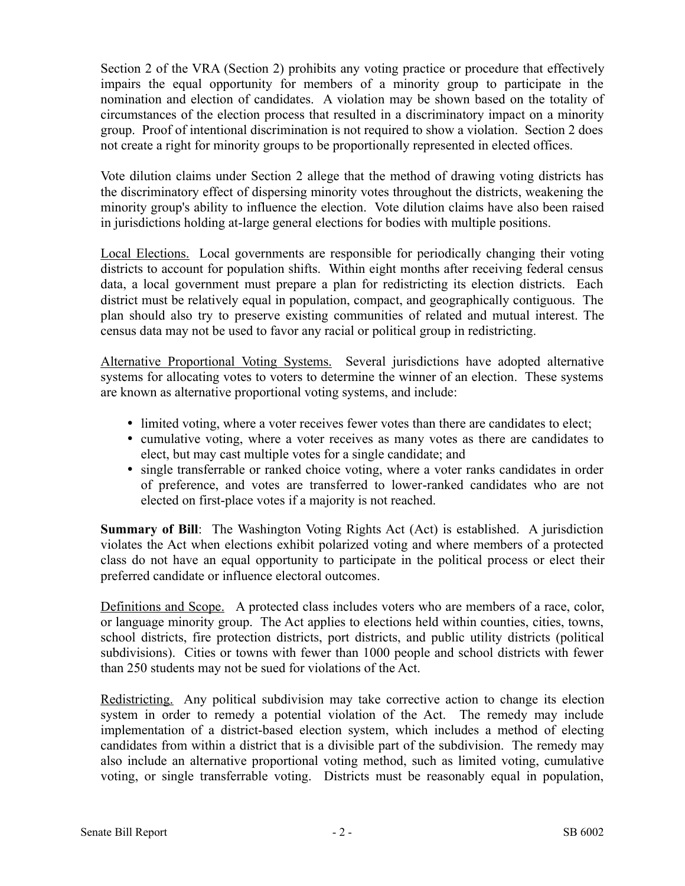Section 2 of the VRA (Section 2) prohibits any voting practice or procedure that effectively impairs the equal opportunity for members of a minority group to participate in the nomination and election of candidates. A violation may be shown based on the totality of circumstances of the election process that resulted in a discriminatory impact on a minority group. Proof of intentional discrimination is not required to show a violation. Section 2 does not create a right for minority groups to be proportionally represented in elected offices.

Vote dilution claims under Section 2 allege that the method of drawing voting districts has the discriminatory effect of dispersing minority votes throughout the districts, weakening the minority group's ability to influence the election. Vote dilution claims have also been raised in jurisdictions holding at-large general elections for bodies with multiple positions.

Local Elections. Local governments are responsible for periodically changing their voting districts to account for population shifts. Within eight months after receiving federal census data, a local government must prepare a plan for redistricting its election districts. Each district must be relatively equal in population, compact, and geographically contiguous. The plan should also try to preserve existing communities of related and mutual interest. The census data may not be used to favor any racial or political group in redistricting.

Alternative Proportional Voting Systems. Several jurisdictions have adopted alternative systems for allocating votes to voters to determine the winner of an election. These systems are known as alternative proportional voting systems, and include:

- limited voting, where a voter receives fewer votes than there are candidates to elect;
- cumulative voting, where a voter receives as many votes as there are candidates to elect, but may cast multiple votes for a single candidate; and
- single transferrable or ranked choice voting, where a voter ranks candidates in order of preference, and votes are transferred to lower-ranked candidates who are not elected on first-place votes if a majority is not reached.

**Summary of Bill**: The Washington Voting Rights Act (Act) is established. A jurisdiction violates the Act when elections exhibit polarized voting and where members of a protected class do not have an equal opportunity to participate in the political process or elect their preferred candidate or influence electoral outcomes.

Definitions and Scope. A protected class includes voters who are members of a race, color, or language minority group. The Act applies to elections held within counties, cities, towns, school districts, fire protection districts, port districts, and public utility districts (political subdivisions). Cities or towns with fewer than 1000 people and school districts with fewer than 250 students may not be sued for violations of the Act.

Redistricting. Any political subdivision may take corrective action to change its election system in order to remedy a potential violation of the Act. The remedy may include implementation of a district-based election system, which includes a method of electing candidates from within a district that is a divisible part of the subdivision. The remedy may also include an alternative proportional voting method, such as limited voting, cumulative voting, or single transferrable voting. Districts must be reasonably equal in population,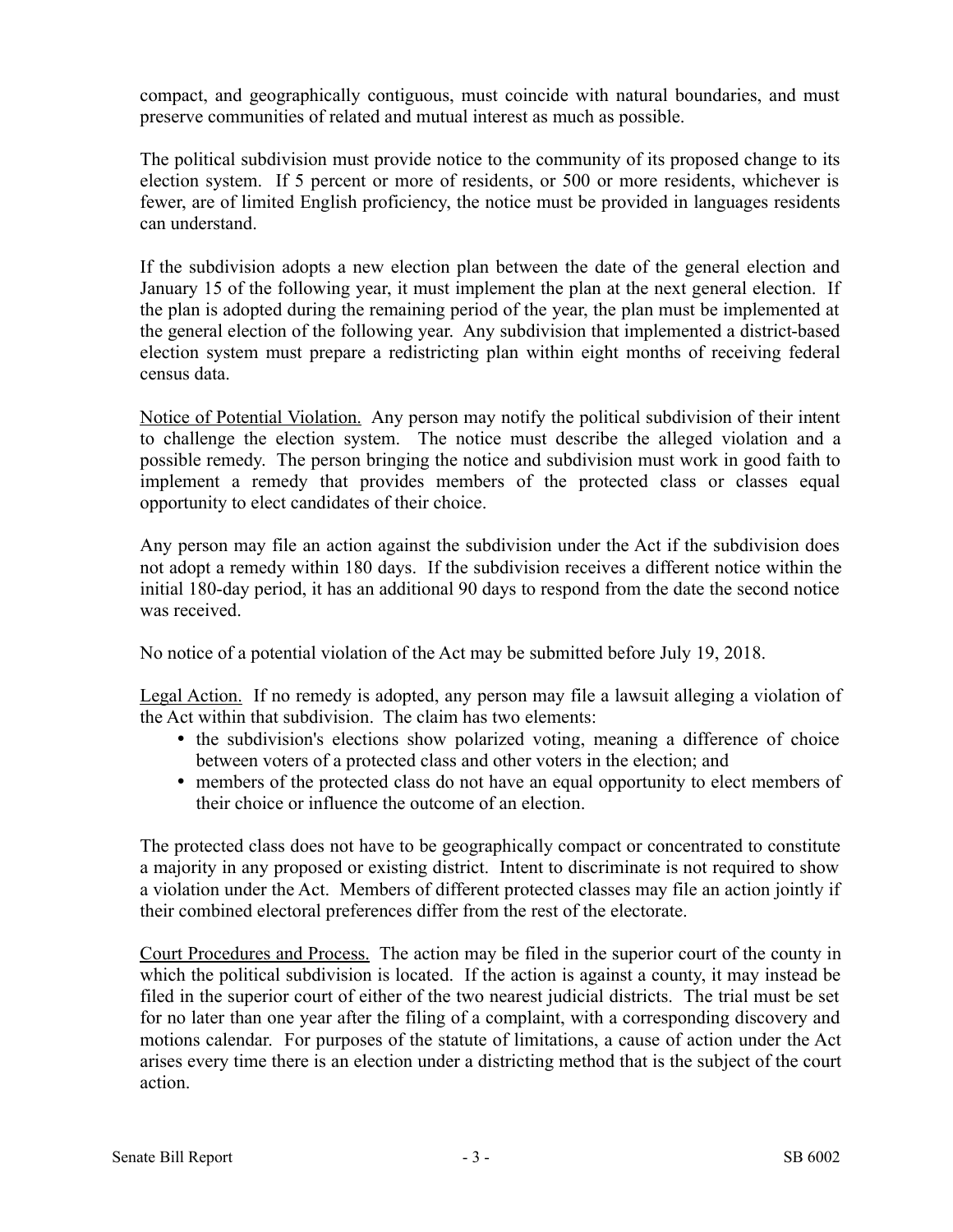compact, and geographically contiguous, must coincide with natural boundaries, and must preserve communities of related and mutual interest as much as possible.

The political subdivision must provide notice to the community of its proposed change to its election system. If 5 percent or more of residents, or 500 or more residents, whichever is fewer, are of limited English proficiency, the notice must be provided in languages residents can understand.

If the subdivision adopts a new election plan between the date of the general election and January 15 of the following year, it must implement the plan at the next general election. If the plan is adopted during the remaining period of the year, the plan must be implemented at the general election of the following year. Any subdivision that implemented a district-based election system must prepare a redistricting plan within eight months of receiving federal census data.

Notice of Potential Violation. Any person may notify the political subdivision of their intent to challenge the election system. The notice must describe the alleged violation and a possible remedy. The person bringing the notice and subdivision must work in good faith to implement a remedy that provides members of the protected class or classes equal opportunity to elect candidates of their choice.

Any person may file an action against the subdivision under the Act if the subdivision does not adopt a remedy within 180 days. If the subdivision receives a different notice within the initial 180-day period, it has an additional 90 days to respond from the date the second notice was received.

No notice of a potential violation of the Act may be submitted before July 19, 2018.

Legal Action. If no remedy is adopted, any person may file a lawsuit alleging a violation of the Act within that subdivision. The claim has two elements:

- the subdivision's elections show polarized voting, meaning a difference of choice between voters of a protected class and other voters in the election; and
- members of the protected class do not have an equal opportunity to elect members of their choice or influence the outcome of an election.

The protected class does not have to be geographically compact or concentrated to constitute a majority in any proposed or existing district. Intent to discriminate is not required to show a violation under the Act. Members of different protected classes may file an action jointly if their combined electoral preferences differ from the rest of the electorate.

Court Procedures and Process. The action may be filed in the superior court of the county in which the political subdivision is located. If the action is against a county, it may instead be filed in the superior court of either of the two nearest judicial districts. The trial must be set for no later than one year after the filing of a complaint, with a corresponding discovery and motions calendar. For purposes of the statute of limitations, a cause of action under the Act arises every time there is an election under a districting method that is the subject of the court action.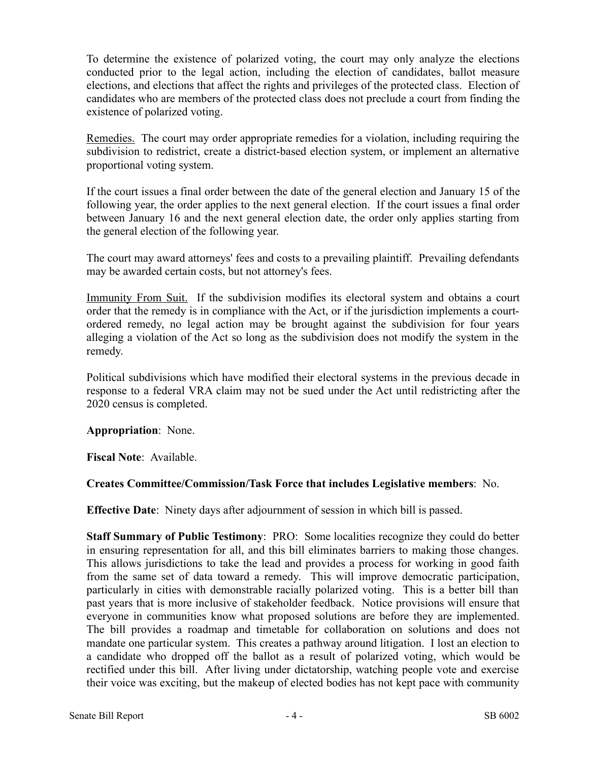To determine the existence of polarized voting, the court may only analyze the elections conducted prior to the legal action, including the election of candidates, ballot measure elections, and elections that affect the rights and privileges of the protected class. Election of candidates who are members of the protected class does not preclude a court from finding the existence of polarized voting.

Remedies. The court may order appropriate remedies for a violation, including requiring the subdivision to redistrict, create a district-based election system, or implement an alternative proportional voting system.

If the court issues a final order between the date of the general election and January 15 of the following year, the order applies to the next general election. If the court issues a final order between January 16 and the next general election date, the order only applies starting from the general election of the following year.

The court may award attorneys' fees and costs to a prevailing plaintiff. Prevailing defendants may be awarded certain costs, but not attorney's fees.

Immunity From Suit. If the subdivision modifies its electoral system and obtains a court order that the remedy is in compliance with the Act, or if the jurisdiction implements a court-ordered remedy, no legal action may be brought against the subdivision for four years alleging a violation of the Act so long as the subdivision does not modify the system in the remedy.

Political subdivisions which have modified their electoral systems in the previous decade in response to a federal VRA claim may not be sued under the Act until redistricting after the 2020 census is completed.

**Appropriation**: None.

**Fiscal Note**: Available.

**Creates Committee/Commission/Task Force that includes Legislative members**: No.

**Effective Date**: Ninety days after adjournment of session in which bill is passed.

**Staff Summary of Public Testimony**: PRO: Some localities recognize they could do better in ensuring representation for all, and this bill eliminates barriers to making those changes. This allows jurisdictions to take the lead and provides a process for working in good faith from the same set of data toward a remedy. This will improve democratic participation, particularly in cities with demonstrable racially polarized voting. This is a better bill than past years that is more inclusive of stakeholder feedback. Notice provisions will ensure that everyone in communities know what proposed solutions are before they are implemented. The bill provides a roadmap and timetable for collaboration on solutions and does not mandate one particular system. This creates a pathway around litigation. I lost an election to a candidate who dropped off the ballot as a result of polarized voting, which would be rectified under this bill. After living under dictatorship, watching people vote and exercise their voice was exciting, but the makeup of elected bodies has not kept pace with community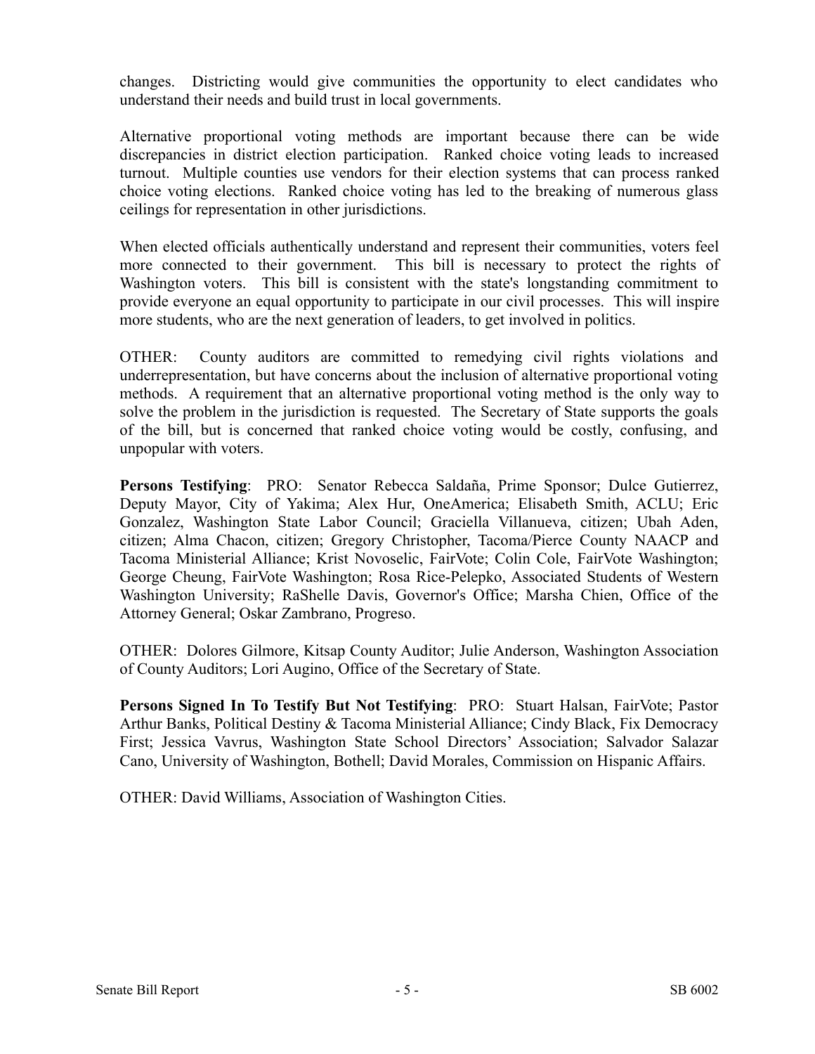changes. Districting would give communities the opportunity to elect candidates who understand their needs and build trust in local governments.

Alternative proportional voting methods are important because there can be wide discrepancies in district election participation. Ranked choice voting leads to increased turnout. Multiple counties use vendors for their election systems that can process ranked choice voting elections. Ranked choice voting has led to the breaking of numerous glass ceilings for representation in other jurisdictions.

When elected officials authentically understand and represent their communities, voters feel more connected to their government. This bill is necessary to protect the rights of Washington voters. This bill is consistent with the state's longstanding commitment to provide everyone an equal opportunity to participate in our civil processes. This will inspire more students, who are the next generation of leaders, to get involved in politics.

OTHER: County auditors are committed to remedying civil rights violations and underrepresentation, but have concerns about the inclusion of alternative proportional voting methods. A requirement that an alternative proportional voting method is the only way to solve the problem in the jurisdiction is requested. The Secretary of State supports the goals of the bill, but is concerned that ranked choice voting would be costly, confusing, and unpopular with voters.

**Persons Testifying**: PRO: Senator Rebecca Saldaña, Prime Sponsor; Dulce Gutierrez, Deputy Mayor, City of Yakima; Alex Hur, OneAmerica; Elisabeth Smith, ACLU; Eric Gonzalez, Washington State Labor Council; Graciella Villanueva, citizen; Ubah Aden, citizen; Alma Chacon, citizen; Gregory Christopher, Tacoma/Pierce County NAACP and Tacoma Ministerial Alliance; Krist Novoselic, FairVote; Colin Cole, FairVote Washington; George Cheung, FairVote Washington; Rosa Rice-Pelepko, Associated Students of Western Washington University; RaShelle Davis, Governor's Office; Marsha Chien, Office of the Attorney General; Oskar Zambrano, Progreso.

OTHER: Dolores Gilmore, Kitsap County Auditor; Julie Anderson, Washington Association of County Auditors; Lori Augino, Office of the Secretary of State.

**Persons Signed In To Testify But Not Testifying**: PRO: Stuart Halsan, FairVote; Pastor Arthur Banks, Political Destiny & Tacoma Ministerial Alliance; Cindy Black, Fix Democracy First; Jessica Vavrus, Washington State School Directors' Association; Salvador Salazar Cano, University of Washington, Bothell; David Morales, Commission on Hispanic Affairs.

OTHER: David Williams, Association of Washington Cities.